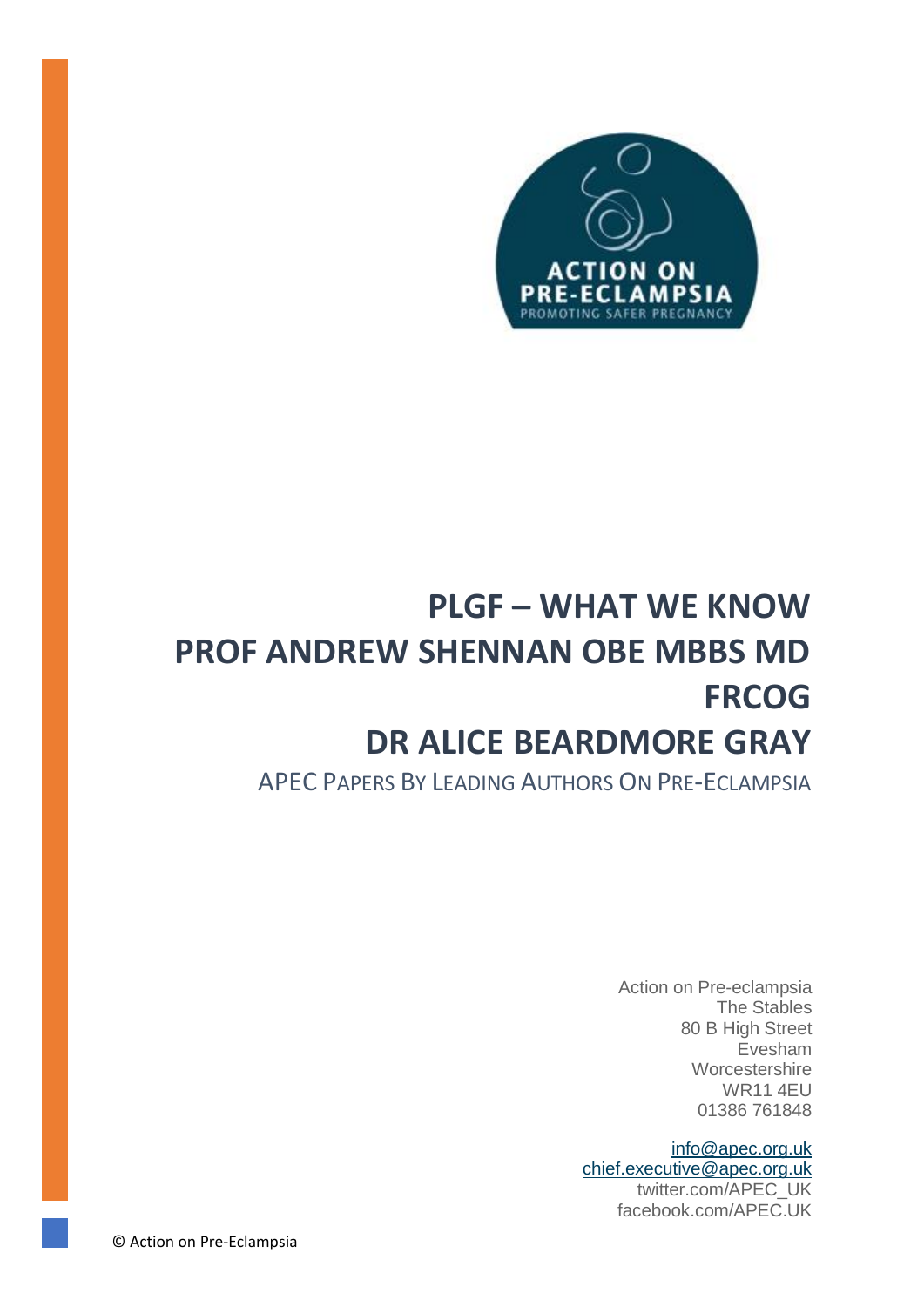ACTION ON PRE-ECLAMPSIA

PROMOTING SAFER PREGNANCY

# PLGF – WHAT WE KNOW
# PROF ANDREW SHENNAN OBE MBBS MD FRCOG
# DR ALICE BEARDMORE GRAY

APEC PAPERS BY LEADING AUTHORS ON PRE-ECLAMPSIA

Action on Pre-eclampsia
The Stables
80 B High Street
Evesham
Worcestershire
WR11 4EU
01386 761848

info@apec.org.uk
chief.executive@apec.org.uk
twitter.com/APEC_UK
facebook.com/APEC.UK

© Action on Pre-Eclampsia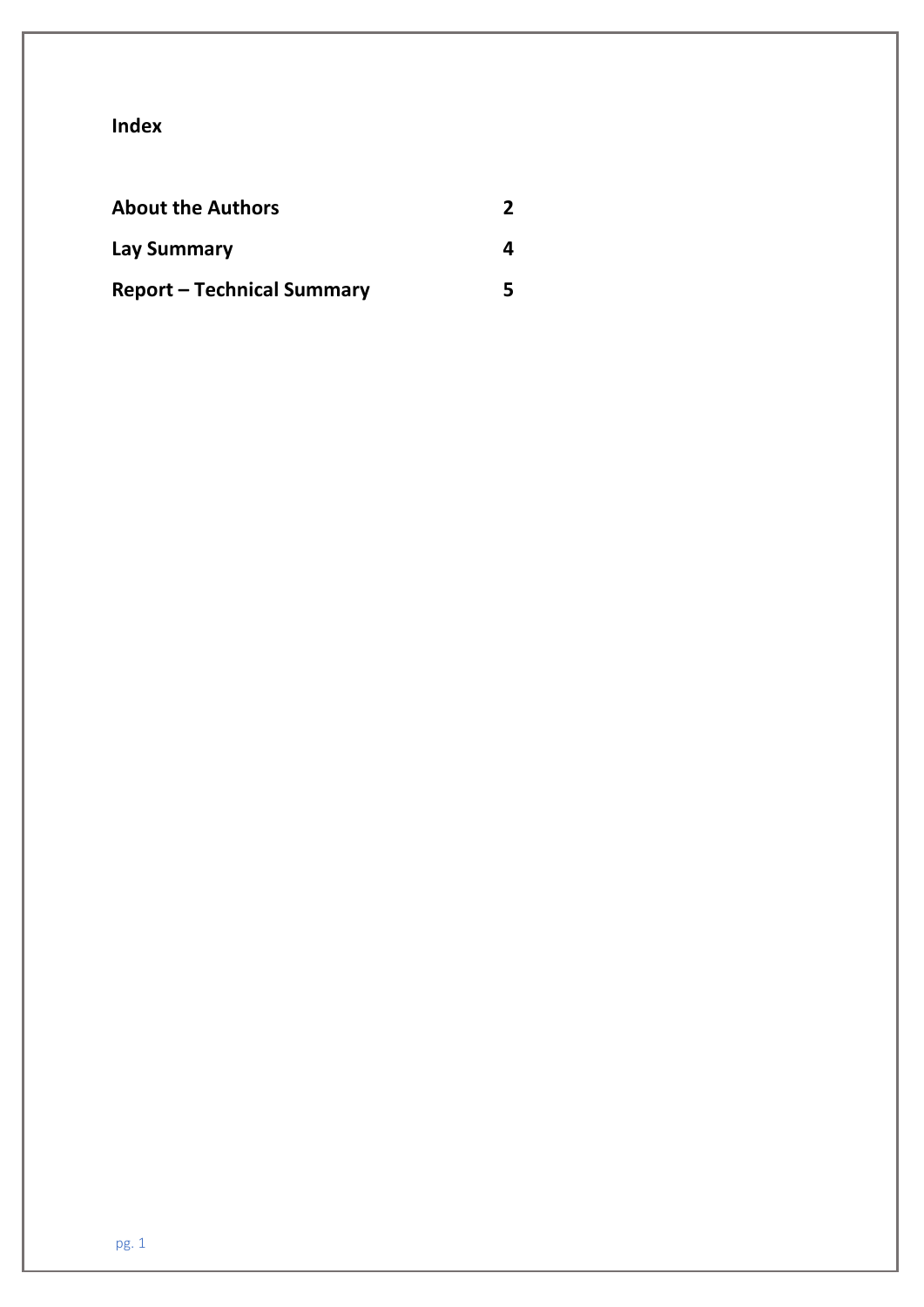**Index**

| | |
|---|---|
| **About the Authors** | **2** |
| **Lay Summary** | **4** |
| **Report – Technical Summary** | **5** |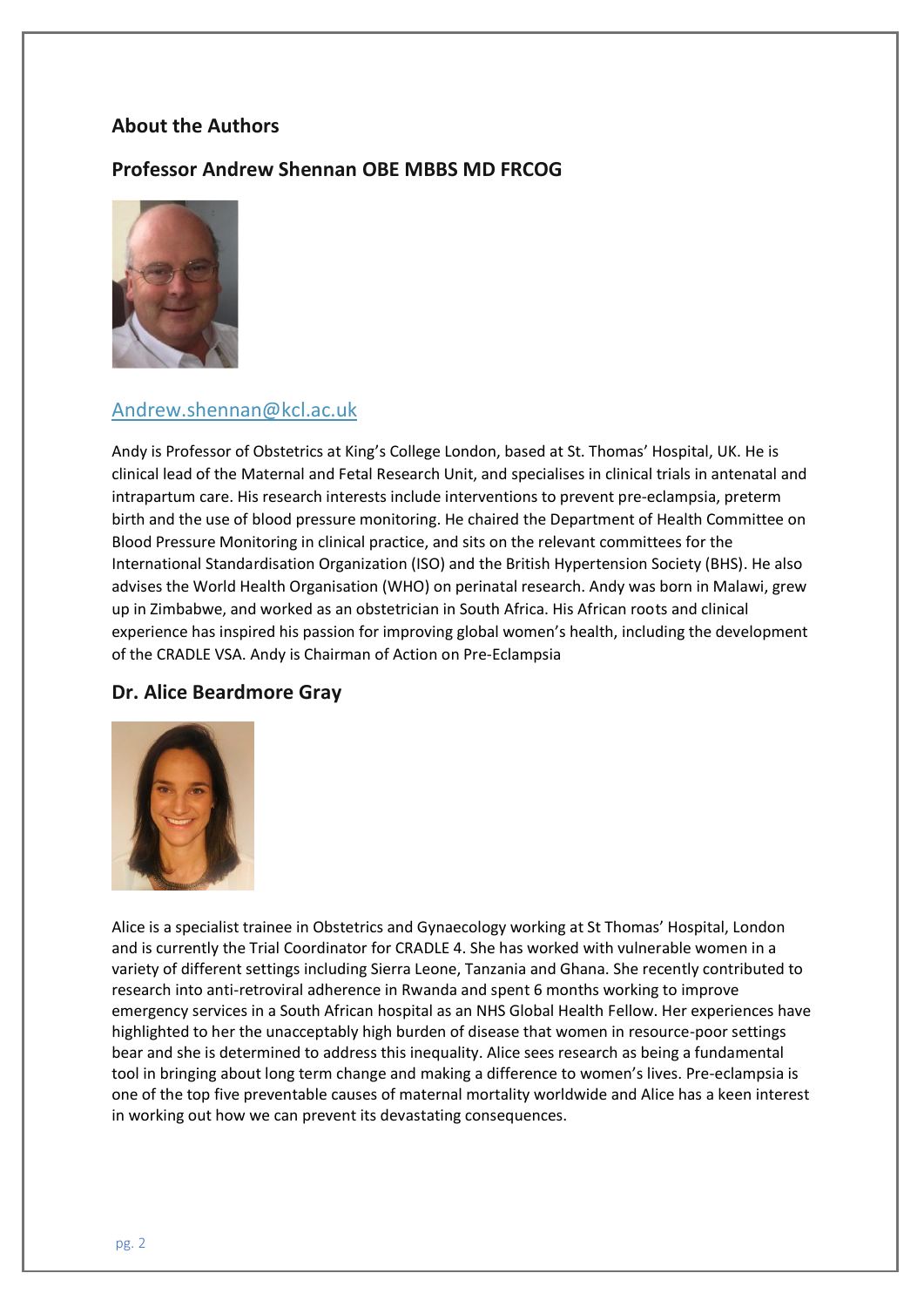## About the Authors

### Professor Andrew Shennan OBE MBBS MD FRCOG

Andrew.shennan@kcl.ac.uk

Andy is Professor of Obstetrics at King's College London, based at St. Thomas' Hospital, UK. He is clinical lead of the Maternal and Fetal Research Unit, and specialises in clinical trials in antenatal and intrapartum care. His research interests include interventions to prevent pre-eclampsia, preterm birth and the use of blood pressure monitoring. He chaired the Department of Health Committee on Blood Pressure Monitoring in clinical practice, and sits on the relevant committees for the International Standardisation Organization (ISO) and the British Hypertension Society (BHS). He also advises the World Health Organisation (WHO) on perinatal research. Andy was born in Malawi, grew up in Zimbabwe, and worked as an obstetrician in South Africa. His African roots and clinical experience has inspired his passion for improving global women's health, including the development of the CRADLE VSA. Andy is Chairman of Action on Pre-Eclampsia

### Dr. Alice Beardmore Gray

Alice is a specialist trainee in Obstetrics and Gynaecology working at St Thomas' Hospital, London and is currently the Trial Coordinator for CRADLE 4. She has worked with vulnerable women in a variety of different settings including Sierra Leone, Tanzania and Ghana. She recently contributed to research into anti-retroviral adherence in Rwanda and spent 6 months working to improve emergency services in a South African hospital as an NHS Global Health Fellow. Her experiences have highlighted to her the unacceptably high burden of disease that women in resource-poor settings bear and she is determined to address this inequality. Alice sees research as being a fundamental tool in bringing about long term change and making a difference to women's lives. Pre-eclampsia is one of the top five preventable causes of maternal mortality worldwide and Alice has a keen interest in working out how we can prevent its devastating consequences.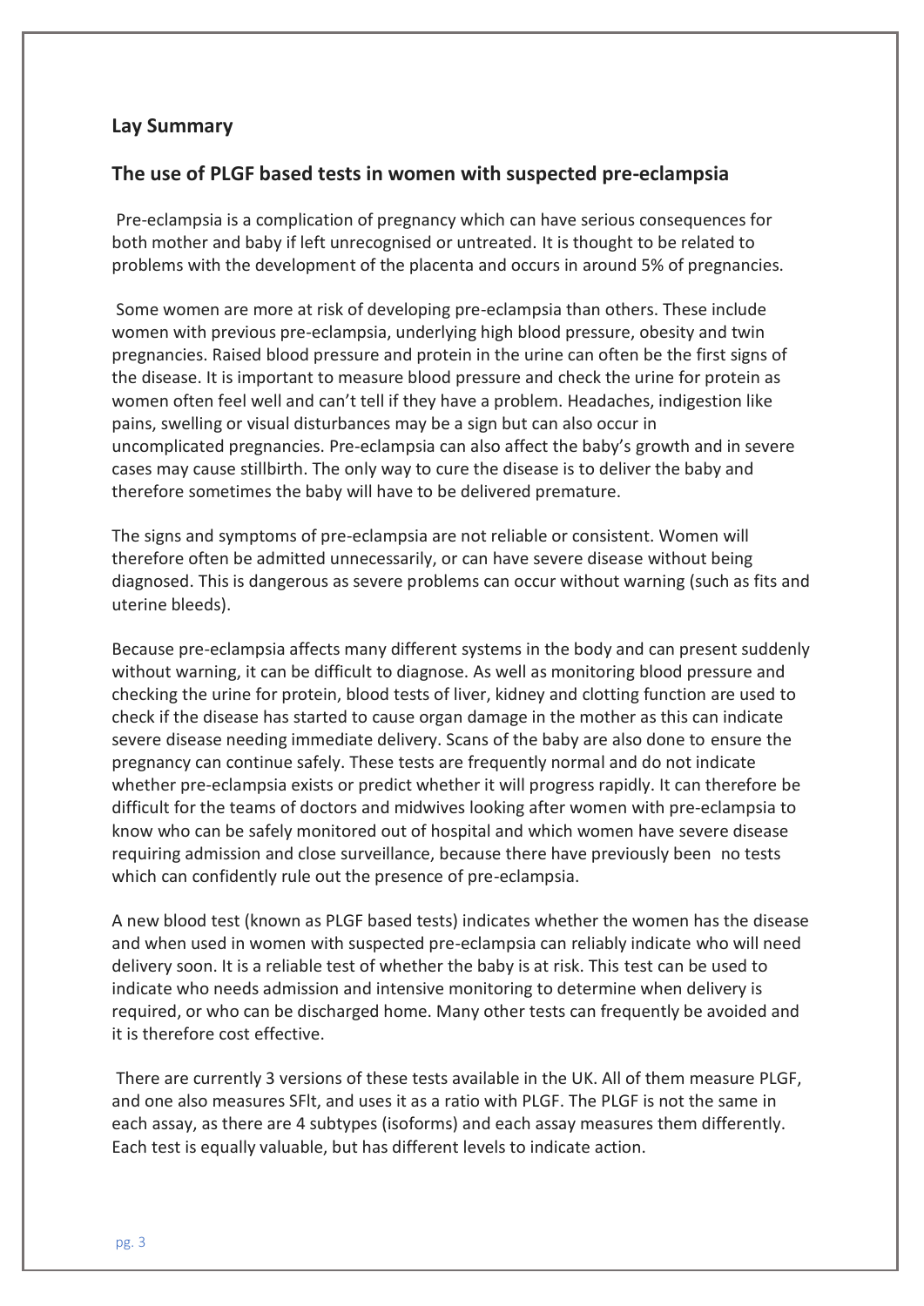## Lay Summary

## The use of PLGF based tests in women with suspected pre-eclampsia

Pre-eclampsia is a complication of pregnancy which can have serious consequences for both mother and baby if left unrecognised or untreated. It is thought to be related to problems with the development of the placenta and occurs in around 5% of pregnancies.

Some women are more at risk of developing pre-eclampsia than others. These include women with previous pre-eclampsia, underlying high blood pressure, obesity and twin pregnancies. Raised blood pressure and protein in the urine can often be the first signs of the disease. It is important to measure blood pressure and check the urine for protein as women often feel well and can't tell if they have a problem. Headaches, indigestion like pains, swelling or visual disturbances may be a sign but can also occur in uncomplicated pregnancies. Pre-eclampsia can also affect the baby's growth and in severe cases may cause stillbirth. The only way to cure the disease is to deliver the baby and therefore sometimes the baby will have to be delivered premature.

The signs and symptoms of pre-eclampsia are not reliable or consistent. Women will therefore often be admitted unnecessarily, or can have severe disease without being diagnosed. This is dangerous as severe problems can occur without warning (such as fits and uterine bleeds).

Because pre-eclampsia affects many different systems in the body and can present suddenly without warning, it can be difficult to diagnose. As well as monitoring blood pressure and checking the urine for protein, blood tests of liver, kidney and clotting function are used to check if the disease has started to cause organ damage in the mother as this can indicate severe disease needing immediate delivery. Scans of the baby are also done to ensure the pregnancy can continue safely. These tests are frequently normal and do not indicate whether pre-eclampsia exists or predict whether it will progress rapidly. It can therefore be difficult for the teams of doctors and midwives looking after women with pre-eclampsia to know who can be safely monitored out of hospital and which women have severe disease requiring admission and close surveillance, because there have previously been no tests which can confidently rule out the presence of pre-eclampsia.

A new blood test (known as PLGF based tests) indicates whether the women has the disease and when used in women with suspected pre-eclampsia can reliably indicate who will need delivery soon. It is a reliable test of whether the baby is at risk. This test can be used to indicate who needs admission and intensive monitoring to determine when delivery is required, or who can be discharged home. Many other tests can frequently be avoided and it is therefore cost effective.

There are currently 3 versions of these tests available in the UK. All of them measure PLGF, and one also measures SFlt, and uses it as a ratio with PLGF. The PLGF is not the same in each assay, as there are 4 subtypes (isoforms) and each assay measures them differently. Each test is equally valuable, but has different levels to indicate action.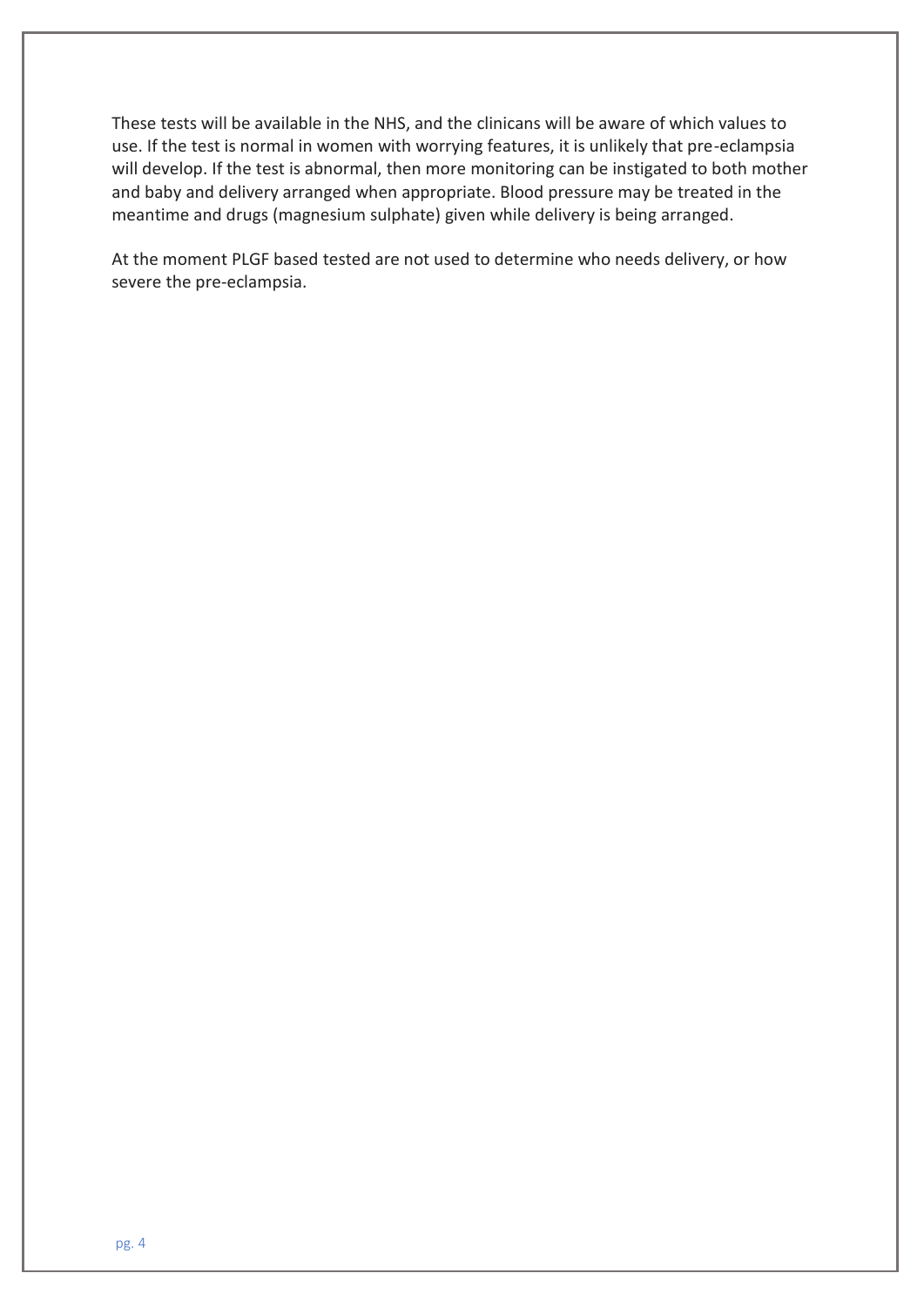These tests will be available in the NHS, and the clinicans will be aware of which values to use. If the test is normal in women with worrying features, it is unlikely that pre-eclampsia will develop. If the test is abnormal, then more monitoring can be instigated to both mother and baby and delivery arranged when appropriate. Blood pressure may be treated in the meantime and drugs (magnesium sulphate) given while delivery is being arranged.

At the moment PLGF based tested are not used to determine who needs delivery, or how severe the pre-eclampsia.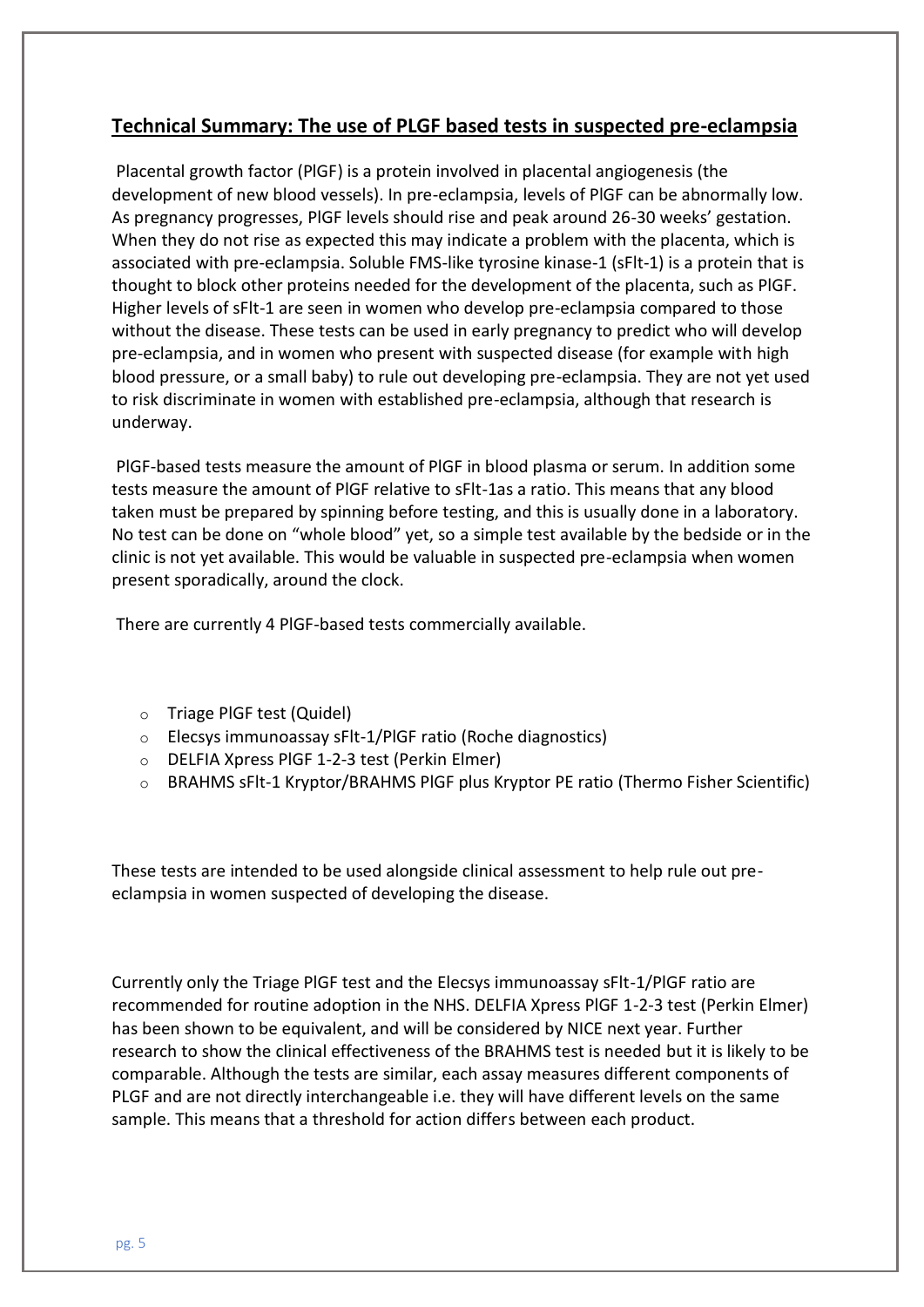## Technical Summary: The use of PLGF based tests in suspected pre-eclampsia

Placental growth factor (PlGF) is a protein involved in placental angiogenesis (the development of new blood vessels). In pre-eclampsia, levels of PlGF can be abnormally low. As pregnancy progresses, PlGF levels should rise and peak around 26-30 weeks' gestation. When they do not rise as expected this may indicate a problem with the placenta, which is associated with pre-eclampsia. Soluble FMS-like tyrosine kinase-1 (sFlt-1) is a protein that is thought to block other proteins needed for the development of the placenta, such as PlGF. Higher levels of sFlt-1 are seen in women who develop pre-eclampsia compared to those without the disease. These tests can be used in early pregnancy to predict who will develop pre-eclampsia, and in women who present with suspected disease (for example with high blood pressure, or a small baby) to rule out developing pre-eclampsia. They are not yet used to risk discriminate in women with established pre-eclampsia, although that research is underway.

PlGF-based tests measure the amount of PlGF in blood plasma or serum. In addition some tests measure the amount of PlGF relative to sFlt-1as a ratio. This means that any blood taken must be prepared by spinning before testing, and this is usually done in a laboratory. No test can be done on "whole blood" yet, so a simple test available by the bedside or in the clinic is not yet available. This would be valuable in suspected pre-eclampsia when women present sporadically, around the clock.

There are currently 4 PlGF-based tests commercially available.

- Triage PlGF test (Quidel)
- Elecsys immunoassay sFlt-1/PlGF ratio (Roche diagnostics)
- DELFIA Xpress PlGF 1-2-3 test (Perkin Elmer)
- BRAHMS sFlt-1 Kryptor/BRAHMS PlGF plus Kryptor PE ratio (Thermo Fisher Scientific)

These tests are intended to be used alongside clinical assessment to help rule out pre-eclampsia in women suspected of developing the disease.

Currently only the Triage PlGF test and the Elecsys immunoassay sFlt-1/PlGF ratio are recommended for routine adoption in the NHS. DELFIA Xpress PlGF 1-2-3 test (Perkin Elmer) has been shown to be equivalent, and will be considered by NICE next year. Further research to show the clinical effectiveness of the BRAHMS test is needed but it is likely to be comparable. Although the tests are similar, each assay measures different components of PLGF and are not directly interchangeable i.e. they will have different levels on the same sample. This means that a threshold for action differs between each product.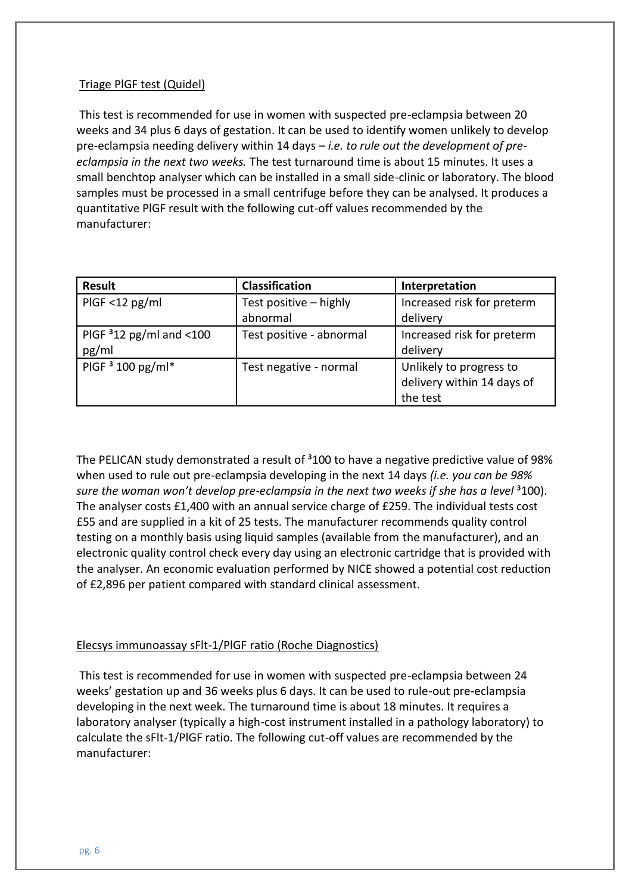Triage PlGF test (Quidel)

This test is recommended for use in women with suspected pre-eclampsia between 20 weeks and 34 plus 6 days of gestation. It can be used to identify women unlikely to develop pre-eclampsia needing delivery within 14 days – *i.e. to rule out the development of pre-eclampsia in the next two weeks.* The test turnaround time is about 15 minutes. It uses a small benchtop analyser which can be installed in a small side-clinic or laboratory. The blood samples must be processed in a small centrifuge before they can be analysed. It produces a quantitative PlGF result with the following cut-off values recommended by the manufacturer:

| Result | Classification | Interpretation |
| --- | --- | --- |
| PlGF <12 pg/ml | Test positive – highly abnormal | Increased risk for preterm delivery |
| PlGF ³12 pg/ml and <100 pg/ml | Test positive - abnormal | Increased risk for preterm delivery |
| PlGF ³ 100 pg/ml* | Test negative - normal | Unlikely to progress to delivery within 14 days of the test |

The PELICAN study demonstrated a result of ³100 to have a negative predictive value of 98% when used to rule out pre-eclampsia developing in the next 14 days *(i.e. you can be 98% sure the woman won't develop pre-eclampsia in the next two weeks if she has a level* ³100). The analyser costs £1,400 with an annual service charge of £259. The individual tests cost £55 and are supplied in a kit of 25 tests. The manufacturer recommends quality control testing on a monthly basis using liquid samples (available from the manufacturer), and an electronic quality control check every day using an electronic cartridge that is provided with the analyser. An economic evaluation performed by NICE showed a potential cost reduction of £2,896 per patient compared with standard clinical assessment.

Elecsys immunoassay sFlt-1/PlGF ratio (Roche Diagnostics)

This test is recommended for use in women with suspected pre-eclampsia between 24 weeks' gestation up and 36 weeks plus 6 days. It can be used to rule-out pre-eclampsia developing in the next week. The turnaround time is about 18 minutes. It requires a laboratory analyser (typically a high-cost instrument installed in a pathology laboratory) to calculate the sFlt-1/PlGF ratio. The following cut-off values are recommended by the manufacturer: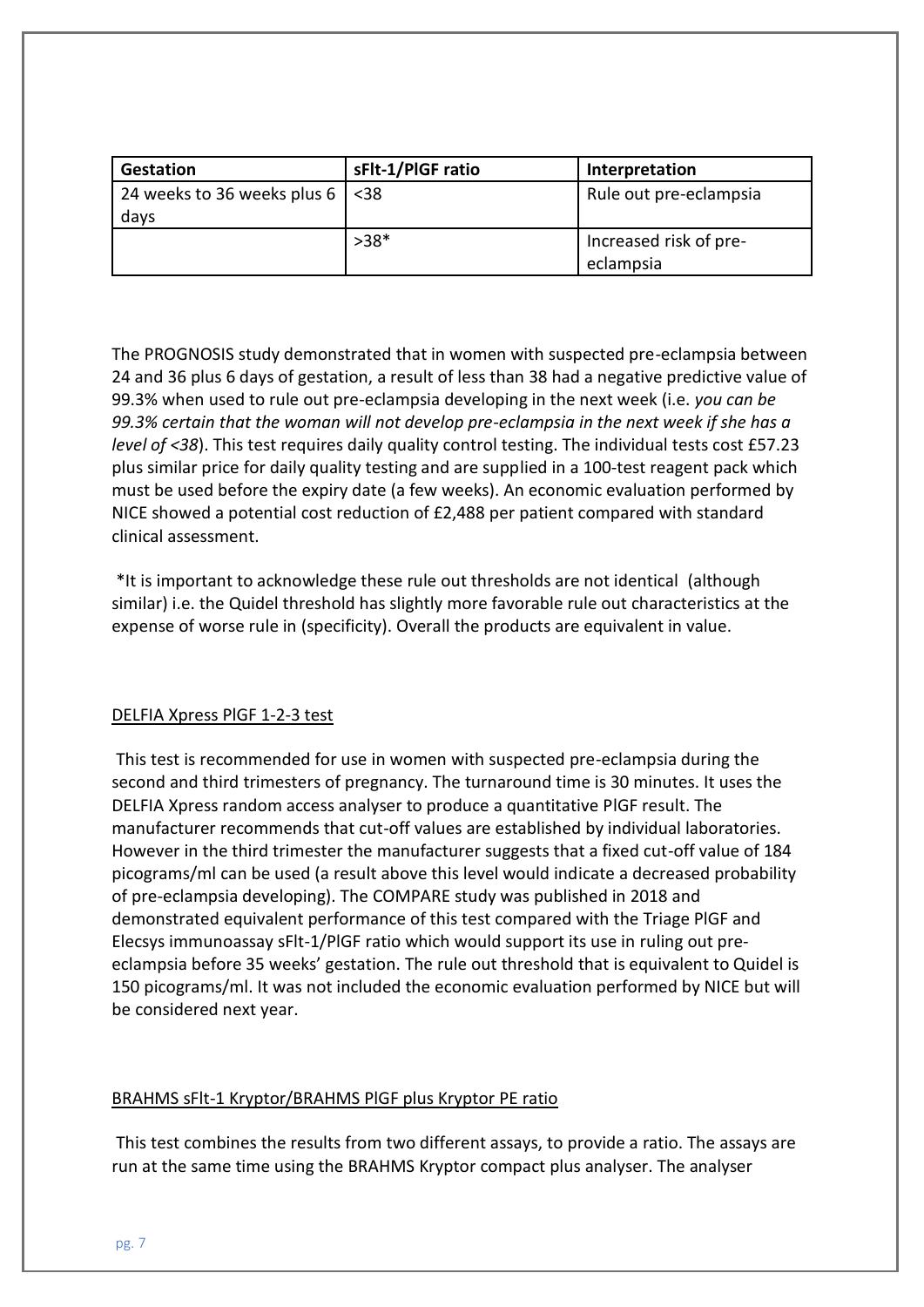| Gestation | sFlt-1/PlGF ratio | Interpretation |
| --- | --- | --- |
| 24 weeks to 36 weeks plus 6 days | <38 | Rule out pre-eclampsia |
| | >38* | Increased risk of pre-eclampsia |

The PROGNOSIS study demonstrated that in women with suspected pre-eclampsia between 24 and 36 plus 6 days of gestation, a result of less than 38 had a negative predictive value of 99.3% when used to rule out pre-eclampsia developing in the next week (i.e. *you can be 99.3% certain that the woman will not develop pre-eclampsia in the next week if she has a level of <38*). This test requires daily quality control testing. The individual tests cost £57.23 plus similar price for daily quality testing and are supplied in a 100-test reagent pack which must be used before the expiry date (a few weeks). An economic evaluation performed by NICE showed a potential cost reduction of £2,488 per patient compared with standard clinical assessment.

*It is important to acknowledge these rule out thresholds are not identical (although similar) i.e. the Quidel threshold has slightly more favorable rule out characteristics at the expense of worse rule in (specificity). Overall the products are equivalent in value.

<u>DELFIA Xpress PlGF 1-2-3 test</u>

This test is recommended for use in women with suspected pre-eclampsia during the second and third trimesters of pregnancy. The turnaround time is 30 minutes. It uses the DELFIA Xpress random access analyser to produce a quantitative PlGF result. The manufacturer recommends that cut-off values are established by individual laboratories. However in the third trimester the manufacturer suggests that a fixed cut-off value of 184 picograms/ml can be used (a result above this level would indicate a decreased probability of pre-eclampsia developing). The COMPARE study was published in 2018 and demonstrated equivalent performance of this test compared with the Triage PlGF and Elecsys immunoassay sFlt-1/PlGF ratio which would support its use in ruling out pre-eclampsia before 35 weeks' gestation. The rule out threshold that is equivalent to Quidel is 150 picograms/ml. It was not included the economic evaluation performed by NICE but will be considered next year.

<u>BRAHMS sFlt-1 Kryptor/BRAHMS PlGF plus Kryptor PE ratio</u>

This test combines the results from two different assays, to provide a ratio. The assays are run at the same time using the BRAHMS Kryptor compact plus analyser. The analyser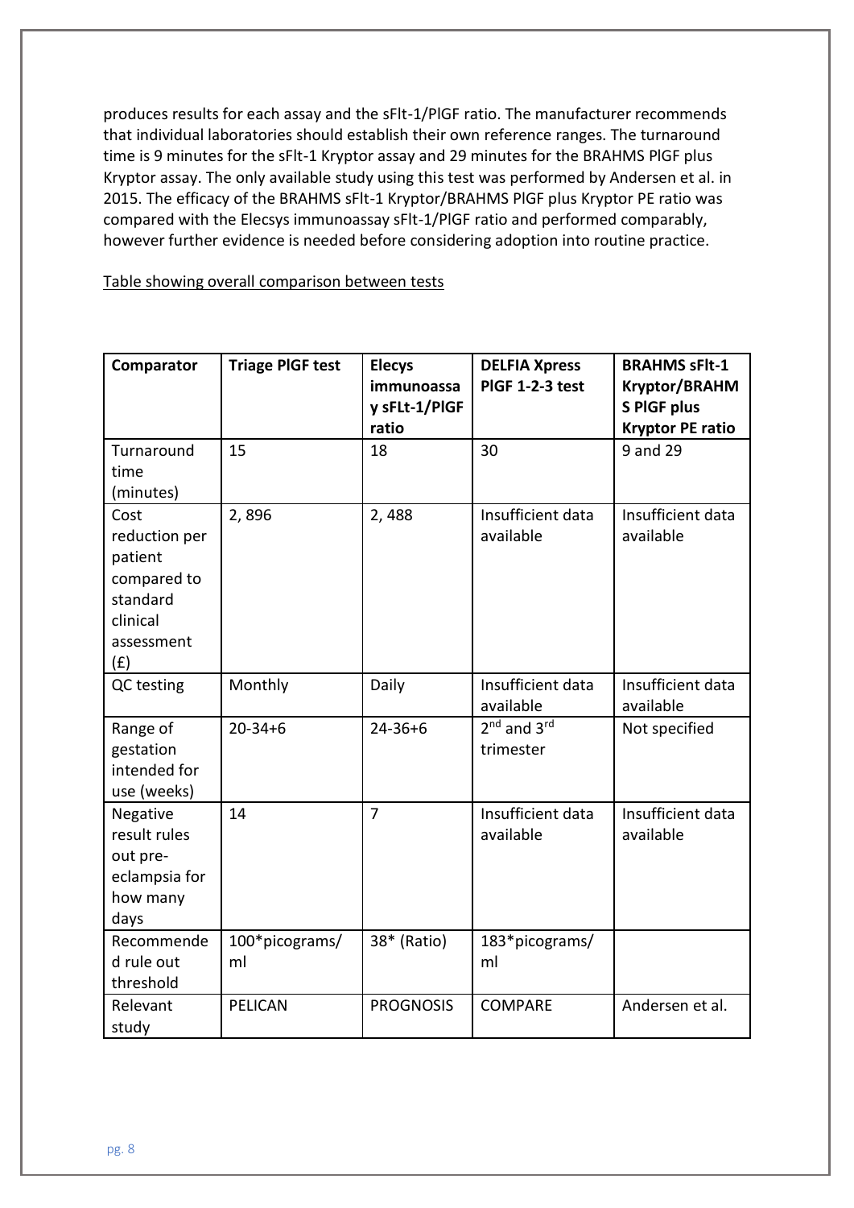produces results for each assay and the sFlt-1/PlGF ratio. The manufacturer recommends that individual laboratories should establish their own reference ranges. The turnaround time is 9 minutes for the sFlt-1 Kryptor assay and 29 minutes for the BRAHMS PlGF plus Kryptor assay. The only available study using this test was performed by Andersen et al. in 2015. The efficacy of the BRAHMS sFlt-1 Kryptor/BRAHMS PlGF plus Kryptor PE ratio was compared with the Elecsys immunoassay sFlt-1/PlGF ratio and performed comparably, however further evidence is needed before considering adoption into routine practice.

<u>Table showing overall comparison between tests</u>

| Comparator | Triage PlGF test | Elecys immunoassay sFLt-1/PlGF ratio | DELFIA Xpress PlGF 1-2-3 test | BRAHMS sFlt-1 Kryptor/BRAHMS PlGF plus Kryptor PE ratio |
|---|---|---|---|---|
| Turnaround time (minutes) | 15 | 18 | 30 | 9 and 29 |
| Cost reduction per patient compared to standard clinical assessment (£) | 2, 896 | 2, 488 | Insufficient data available | Insufficient data available |
| QC testing | Monthly | Daily | Insufficient data available | Insufficient data available |
| Range of gestation intended for use (weeks) | 20-34+6 | 24-36+6 | 2nd and 3rd trimester | Not specified |
| Negative result rules out pre-eclampsia for how many days | 14 | 7 | Insufficient data available | Insufficient data available |
| Recommended rule out threshold | 100*picograms/ml | 38* (Ratio) | 183*picograms/ml | |
| Relevant study | PELICAN | PROGNOSIS | COMPARE | Andersen et al. |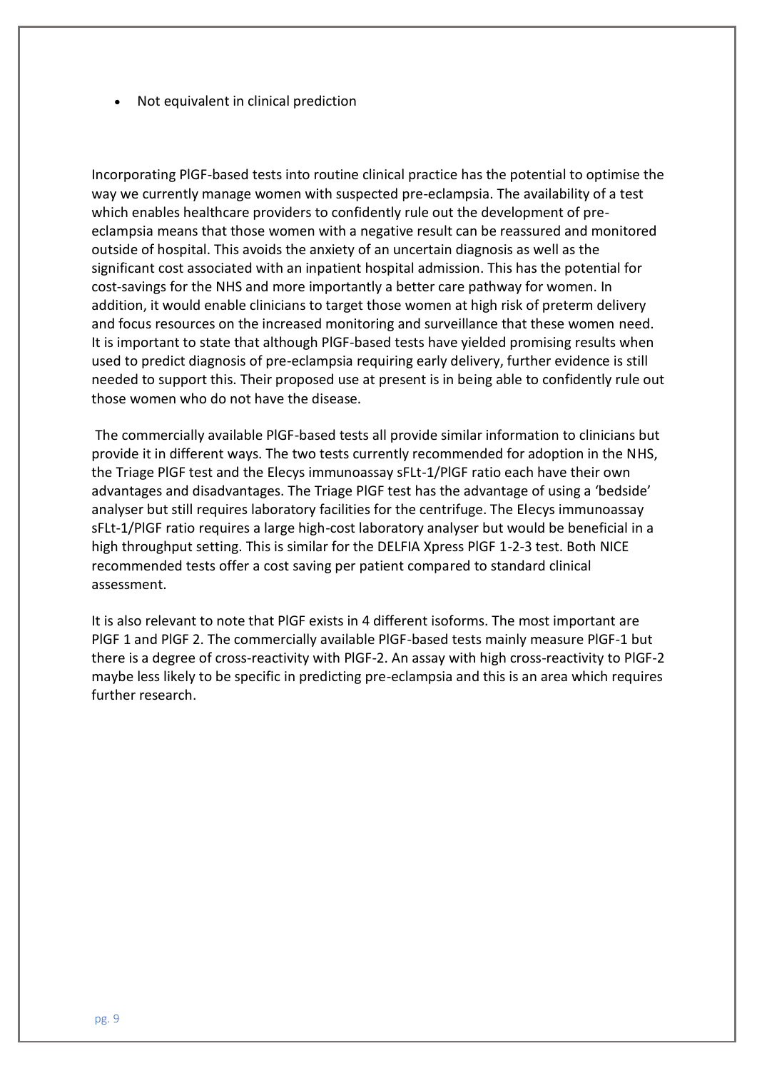- Not equivalent in clinical prediction

Incorporating PlGF-based tests into routine clinical practice has the potential to optimise the way we currently manage women with suspected pre-eclampsia. The availability of a test which enables healthcare providers to confidently rule out the development of pre-eclampsia means that those women with a negative result can be reassured and monitored outside of hospital. This avoids the anxiety of an uncertain diagnosis as well as the significant cost associated with an inpatient hospital admission. This has the potential for cost-savings for the NHS and more importantly a better care pathway for women. In addition, it would enable clinicians to target those women at high risk of preterm delivery and focus resources on the increased monitoring and surveillance that these women need. It is important to state that although PlGF-based tests have yielded promising results when used to predict diagnosis of pre-eclampsia requiring early delivery, further evidence is still needed to support this. Their proposed use at present is in being able to confidently rule out those women who do not have the disease.

The commercially available PlGF-based tests all provide similar information to clinicians but provide it in different ways. The two tests currently recommended for adoption in the NHS, the Triage PlGF test and the Elecys immunoassay sFLt-1/PlGF ratio each have their own advantages and disadvantages. The Triage PlGF test has the advantage of using a 'bedside' analyser but still requires laboratory facilities for the centrifuge. The Elecys immunoassay sFLt-1/PlGF ratio requires a large high-cost laboratory analyser but would be beneficial in a high throughput setting. This is similar for the DELFIA Xpress PlGF 1-2-3 test. Both NICE recommended tests offer a cost saving per patient compared to standard clinical assessment.

It is also relevant to note that PlGF exists in 4 different isoforms. The most important are PlGF 1 and PlGF 2. The commercially available PlGF-based tests mainly measure PlGF-1 but there is a degree of cross-reactivity with PlGF-2. An assay with high cross-reactivity to PlGF-2 maybe less likely to be specific in predicting pre-eclampsia and this is an area which requires further research.